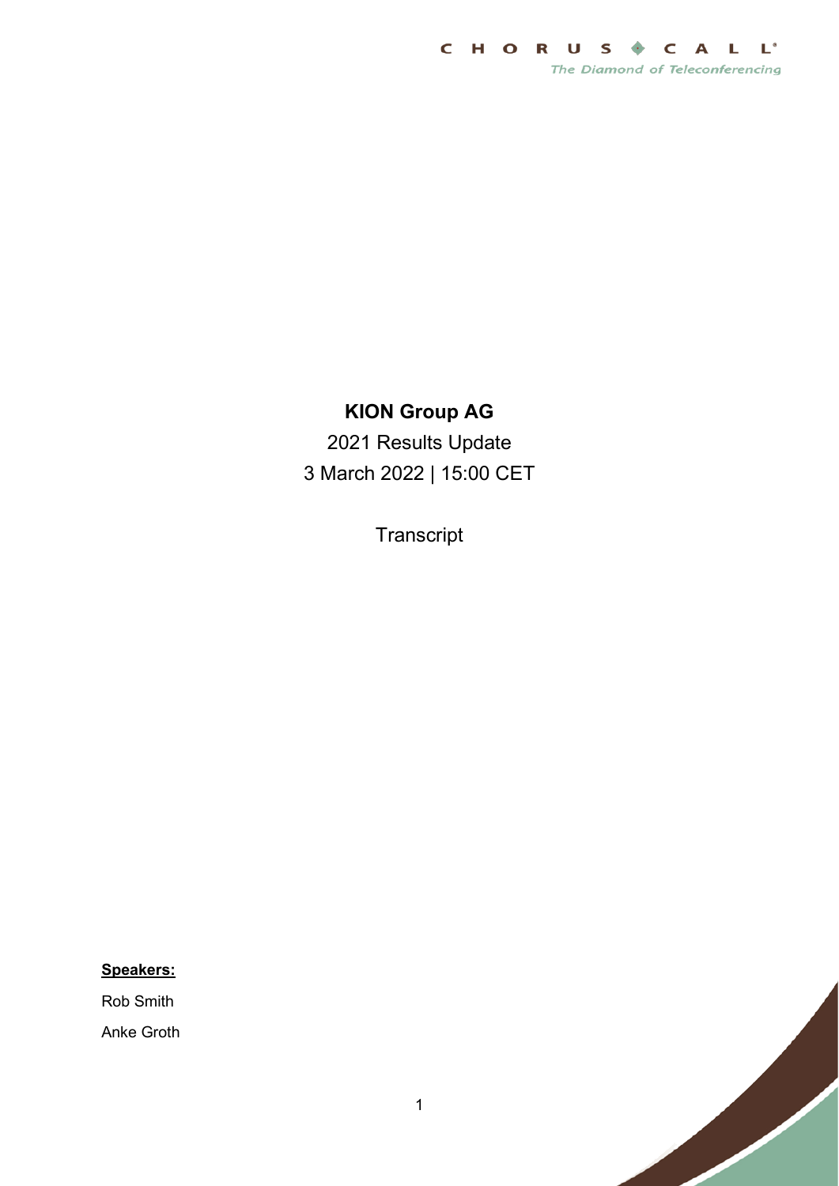# KION Group AG

2021 Results Update

3 March 2022 | 15:00 CET

Transcript

**Speakers:**

Rob Smith

Anke Groth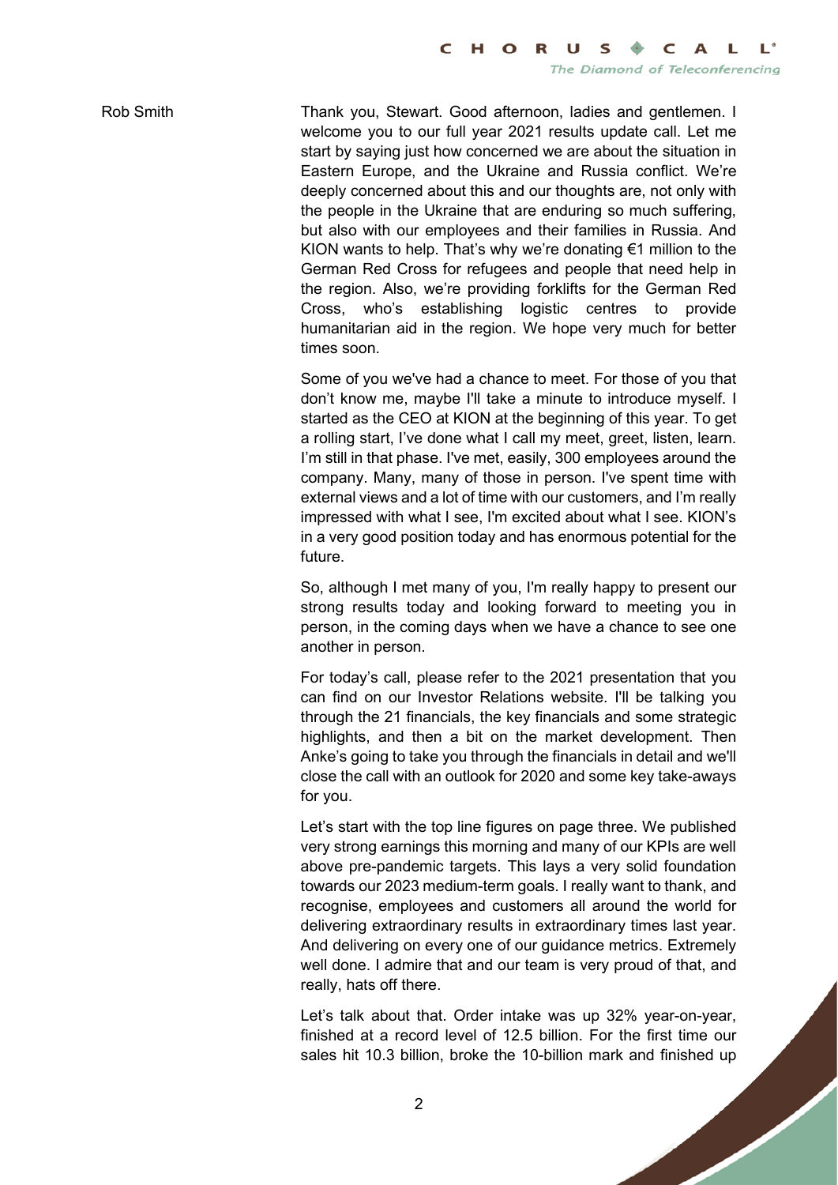Rob Smith

Thank you, Stewart. Good afternoon, ladies and gentlemen. I welcome you to our full year 2021 results update call. Let me start by saying just how concerned we are about the situation in Eastern Europe, and the Ukraine and Russia conflict. We're deeply concerned about this and our thoughts are, not only with the people in the Ukraine that are enduring so much suffering, but also with our employees and their families in Russia. And KION wants to help. That's why we're donating €1 million to the German Red Cross for refugees and people that need help in the region. Also, we're providing forklifts for the German Red Cross, who's establishing logistic centres to provide humanitarian aid in the region. We hope very much for better times soon.

Some of you we've had a chance to meet. For those of you that don't know me, maybe I'll take a minute to introduce myself. I started as the CEO at KION at the beginning of this year. To get a rolling start, I've done what I call my meet, greet, listen, learn. I'm still in that phase. I've met, easily, 300 employees around the company. Many, many of those in person. I've spent time with external views and a lot of time with our customers, and I'm really impressed with what I see, I'm excited about what I see. KION's in a very good position today and has enormous potential for the future.

So, although I met many of you, I'm really happy to present our strong results today and looking forward to meeting you in person, in the coming days when we have a chance to see one another in person.

For today's call, please refer to the 2021 presentation that you can find on our Investor Relations website. I'll be talking you through the 21 financials, the key financials and some strategic highlights, and then a bit on the market development. Then Anke's going to take you through the financials in detail and we'll close the call with an outlook for 2020 and some key take-aways for you.

Let's start with the top line figures on page three. We published very strong earnings this morning and many of our KPIs are well above pre-pandemic targets. This lays a very solid foundation towards our 2023 medium-term goals. I really want to thank, and recognise, employees and customers all around the world for delivering extraordinary results in extraordinary times last year. And delivering on every one of our guidance metrics. Extremely well done. I admire that and our team is very proud of that, and really, hats off there.

Let's talk about that. Order intake was up 32% year-on-year, finished at a record level of 12.5 billion. For the first time our sales hit 10.3 billion, broke the 10-billion mark and finished up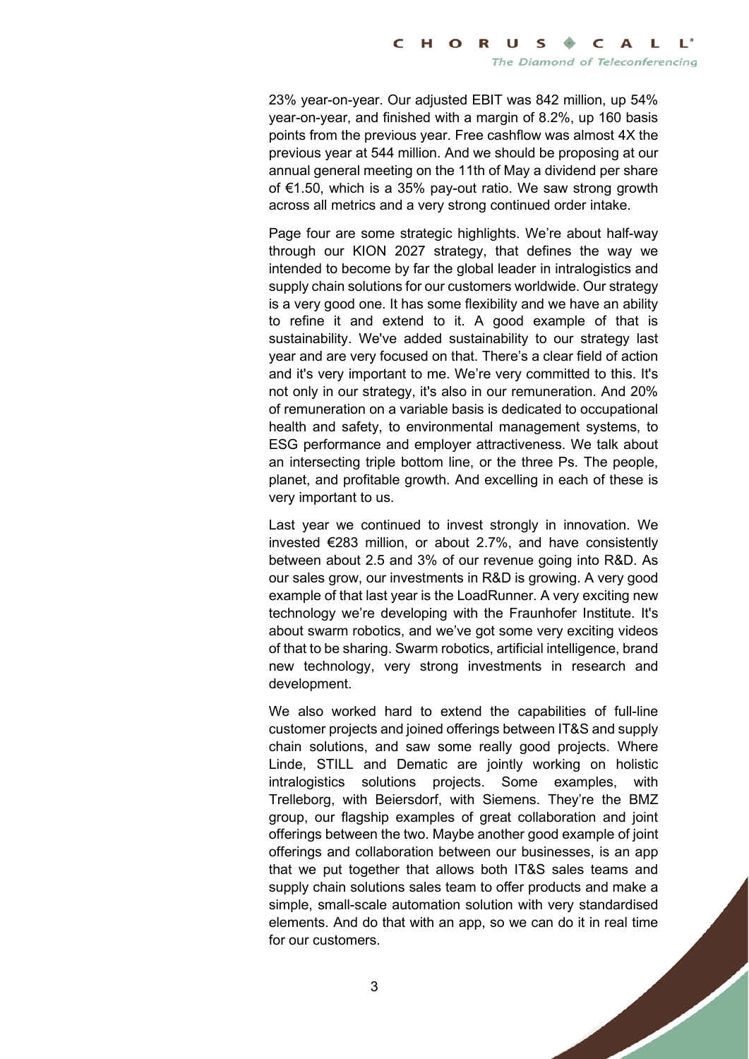23% year-on-year. Our adjusted EBIT was 842 million, up 54% year-on-year, and finished with a margin of 8.2%, up 160 basis points from the previous year. Free cashflow was almost 4X the previous year at 544 million. And we should be proposing at our annual general meeting on the 11th of May a dividend per share of €1.50, which is a 35% pay-out ratio. We saw strong growth across all metrics and a very strong continued order intake.

Page four are some strategic highlights. We're about half-way through our KION 2027 strategy, that defines the way we intended to become by far the global leader in intralogistics and supply chain solutions for our customers worldwide. Our strategy is a very good one. It has some flexibility and we have an ability to refine it and extend to it. A good example of that is sustainability. We've added sustainability to our strategy last year and are very focused on that. There's a clear field of action and it's very important to me. We're very committed to this. It's not only in our strategy, it's also in our remuneration. And 20% of remuneration on a variable basis is dedicated to occupational health and safety, to environmental management systems, to ESG performance and employer attractiveness. We talk about an intersecting triple bottom line, or the three Ps. The people, planet, and profitable growth. And excelling in each of these is very important to us.

Last year we continued to invest strongly in innovation. We invested €283 million, or about 2.7%, and have consistently between about 2.5 and 3% of our revenue going into R&D. As our sales grow, our investments in R&D is growing. A very good example of that last year is the LoadRunner. A very exciting new technology we're developing with the Fraunhofer Institute. It's about swarm robotics, and we've got some very exciting videos of that to be sharing. Swarm robotics, artificial intelligence, brand new technology, very strong investments in research and development.

We also worked hard to extend the capabilities of full-line customer projects and joined offerings between IT&S and supply chain solutions, and saw some really good projects. Where Linde, STILL and Dematic are jointly working on holistic intralogistics solutions projects. Some examples, with Trelleborg, with Beiersdorf, with Siemens. They're the BMZ group, our flagship examples of great collaboration and joint offerings between the two. Maybe another good example of joint offerings and collaboration between our businesses, is an app that we put together that allows both IT&S sales teams and supply chain solutions sales team to offer products and make a simple, small-scale automation solution with very standardised elements. And do that with an app, so we can do it in real time for our customers.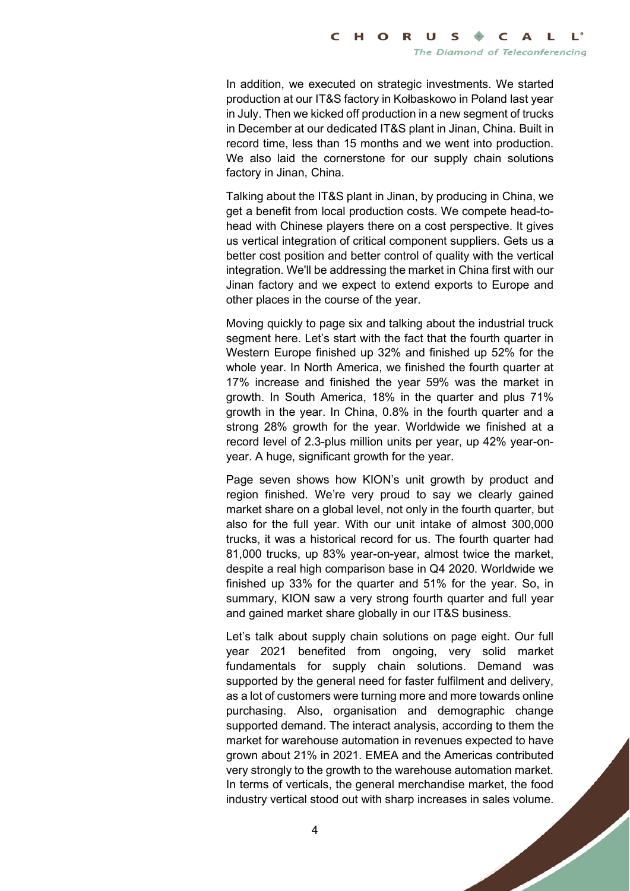In addition, we executed on strategic investments. We started production at our IT&S factory in Kołbaskowo in Poland last year in July. Then we kicked off production in a new segment of trucks in December at our dedicated IT&S plant in Jinan, China. Built in record time, less than 15 months and we went into production. We also laid the cornerstone for our supply chain solutions factory in Jinan, China.

Talking about the IT&S plant in Jinan, by producing in China, we get a benefit from local production costs. We compete head-to-head with Chinese players there on a cost perspective. It gives us vertical integration of critical component suppliers. Gets us a better cost position and better control of quality with the vertical integration. We'll be addressing the market in China first with our Jinan factory and we expect to extend exports to Europe and other places in the course of the year.

Moving quickly to page six and talking about the industrial truck segment here. Let's start with the fact that the fourth quarter in Western Europe finished up 32% and finished up 52% for the whole year. In North America, we finished the fourth quarter at 17% increase and finished the year 59% was the market in growth. In South America, 18% in the quarter and plus 71% growth in the year. In China, 0.8% in the fourth quarter and a strong 28% growth for the year. Worldwide we finished at a record level of 2.3-plus million units per year, up 42% year-on-year. A huge, significant growth for the year.

Page seven shows how KION's unit growth by product and region finished. We're very proud to say we clearly gained market share on a global level, not only in the fourth quarter, but also for the full year. With our unit intake of almost 300,000 trucks, it was a historical record for us. The fourth quarter had 81,000 trucks, up 83% year-on-year, almost twice the market, despite a real high comparison base in Q4 2020. Worldwide we finished up 33% for the quarter and 51% for the year. So, in summary, KION saw a very strong fourth quarter and full year and gained market share globally in our IT&S business.

Let's talk about supply chain solutions on page eight. Our full year 2021 benefited from ongoing, very solid market fundamentals for supply chain solutions. Demand was supported by the general need for faster fulfilment and delivery, as a lot of customers were turning more and more towards online purchasing. Also, organisation and demographic change supported demand. The interact analysis, according to them the market for warehouse automation in revenues expected to have grown about 21% in 2021. EMEA and the Americas contributed very strongly to the growth to the warehouse automation market. In terms of verticals, the general merchandise market, the food industry vertical stood out with sharp increases in sales volume.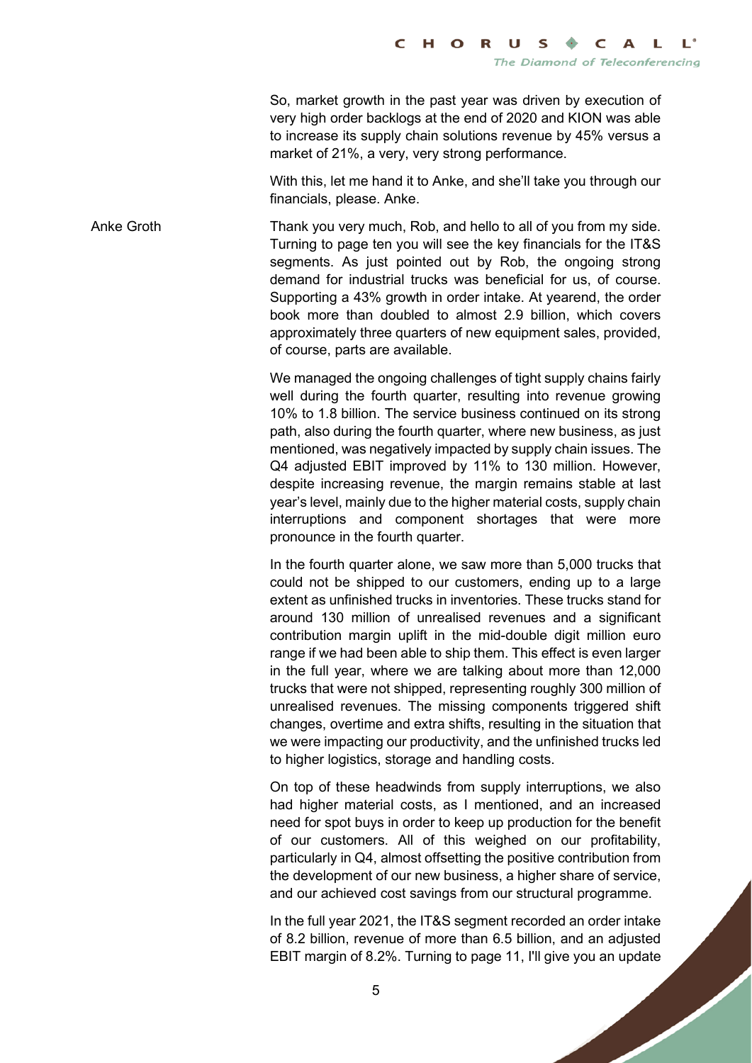So, market growth in the past year was driven by execution of very high order backlogs at the end of 2020 and KION was able to increase its supply chain solutions revenue by 45% versus a market of 21%, a very, very strong performance.

With this, let me hand it to Anke, and she'll take you through our financials, please. Anke.

**Anke Groth**

Thank you very much, Rob, and hello to all of you from my side. Turning to page ten you will see the key financials for the IT&S segments. As just pointed out by Rob, the ongoing strong demand for industrial trucks was beneficial for us, of course. Supporting a 43% growth in order intake. At yearend, the order book more than doubled to almost 2.9 billion, which covers approximately three quarters of new equipment sales, provided, of course, parts are available.

We managed the ongoing challenges of tight supply chains fairly well during the fourth quarter, resulting into revenue growing 10% to 1.8 billion. The service business continued on its strong path, also during the fourth quarter, where new business, as just mentioned, was negatively impacted by supply chain issues. The Q4 adjusted EBIT improved by 11% to 130 million. However, despite increasing revenue, the margin remains stable at last year's level, mainly due to the higher material costs, supply chain interruptions and component shortages that were more pronounce in the fourth quarter.

In the fourth quarter alone, we saw more than 5,000 trucks that could not be shipped to our customers, ending up to a large extent as unfinished trucks in inventories. These trucks stand for around 130 million of unrealised revenues and a significant contribution margin uplift in the mid-double digit million euro range if we had been able to ship them. This effect is even larger in the full year, where we are talking about more than 12,000 trucks that were not shipped, representing roughly 300 million of unrealised revenues. The missing components triggered shift changes, overtime and extra shifts, resulting in the situation that we were impacting our productivity, and the unfinished trucks led to higher logistics, storage and handling costs.

On top of these headwinds from supply interruptions, we also had higher material costs, as I mentioned, and an increased need for spot buys in order to keep up production for the benefit of our customers. All of this weighed on our profitability, particularly in Q4, almost offsetting the positive contribution from the development of our new business, a higher share of service, and our achieved cost savings from our structural programme.

In the full year 2021, the IT&S segment recorded an order intake of 8.2 billion, revenue of more than 6.5 billion, and an adjusted EBIT margin of 8.2%. Turning to page 11, I'll give you an update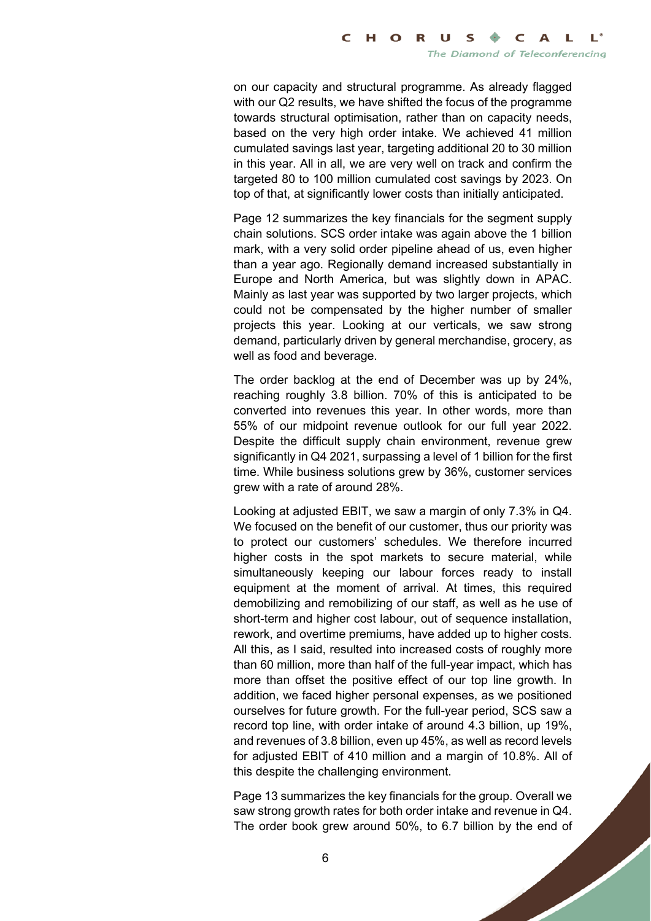on our capacity and structural programme. As already flagged with our Q2 results, we have shifted the focus of the programme towards structural optimisation, rather than on capacity needs, based on the very high order intake. We achieved 41 million cumulated savings last year, targeting additional 20 to 30 million in this year. All in all, we are very well on track and confirm the targeted 80 to 100 million cumulated cost savings by 2023. On top of that, at significantly lower costs than initially anticipated.

Page 12 summarizes the key financials for the segment supply chain solutions. SCS order intake was again above the 1 billion mark, with a very solid order pipeline ahead of us, even higher than a year ago. Regionally demand increased substantially in Europe and North America, but was slightly down in APAC. Mainly as last year was supported by two larger projects, which could not be compensated by the higher number of smaller projects this year. Looking at our verticals, we saw strong demand, particularly driven by general merchandise, grocery, as well as food and beverage.

The order backlog at the end of December was up by 24%, reaching roughly 3.8 billion. 70% of this is anticipated to be converted into revenues this year. In other words, more than 55% of our midpoint revenue outlook for our full year 2022. Despite the difficult supply chain environment, revenue grew significantly in Q4 2021, surpassing a level of 1 billion for the first time. While business solutions grew by 36%, customer services grew with a rate of around 28%.

Looking at adjusted EBIT, we saw a margin of only 7.3% in Q4. We focused on the benefit of our customer, thus our priority was to protect our customers' schedules. We therefore incurred higher costs in the spot markets to secure material, while simultaneously keeping our labour forces ready to install equipment at the moment of arrival. At times, this required demobilizing and remobilizing of our staff, as well as he use of short-term and higher cost labour, out of sequence installation, rework, and overtime premiums, have added up to higher costs. All this, as I said, resulted into increased costs of roughly more than 60 million, more than half of the full-year impact, which has more than offset the positive effect of our top line growth. In addition, we faced higher personal expenses, as we positioned ourselves for future growth. For the full-year period, SCS saw a record top line, with order intake of around 4.3 billion, up 19%, and revenues of 3.8 billion, even up 45%, as well as record levels for adjusted EBIT of 410 million and a margin of 10.8%. All of this despite the challenging environment.

Page 13 summarizes the key financials for the group. Overall we saw strong growth rates for both order intake and revenue in Q4. The order book grew around 50%, to 6.7 billion by the end of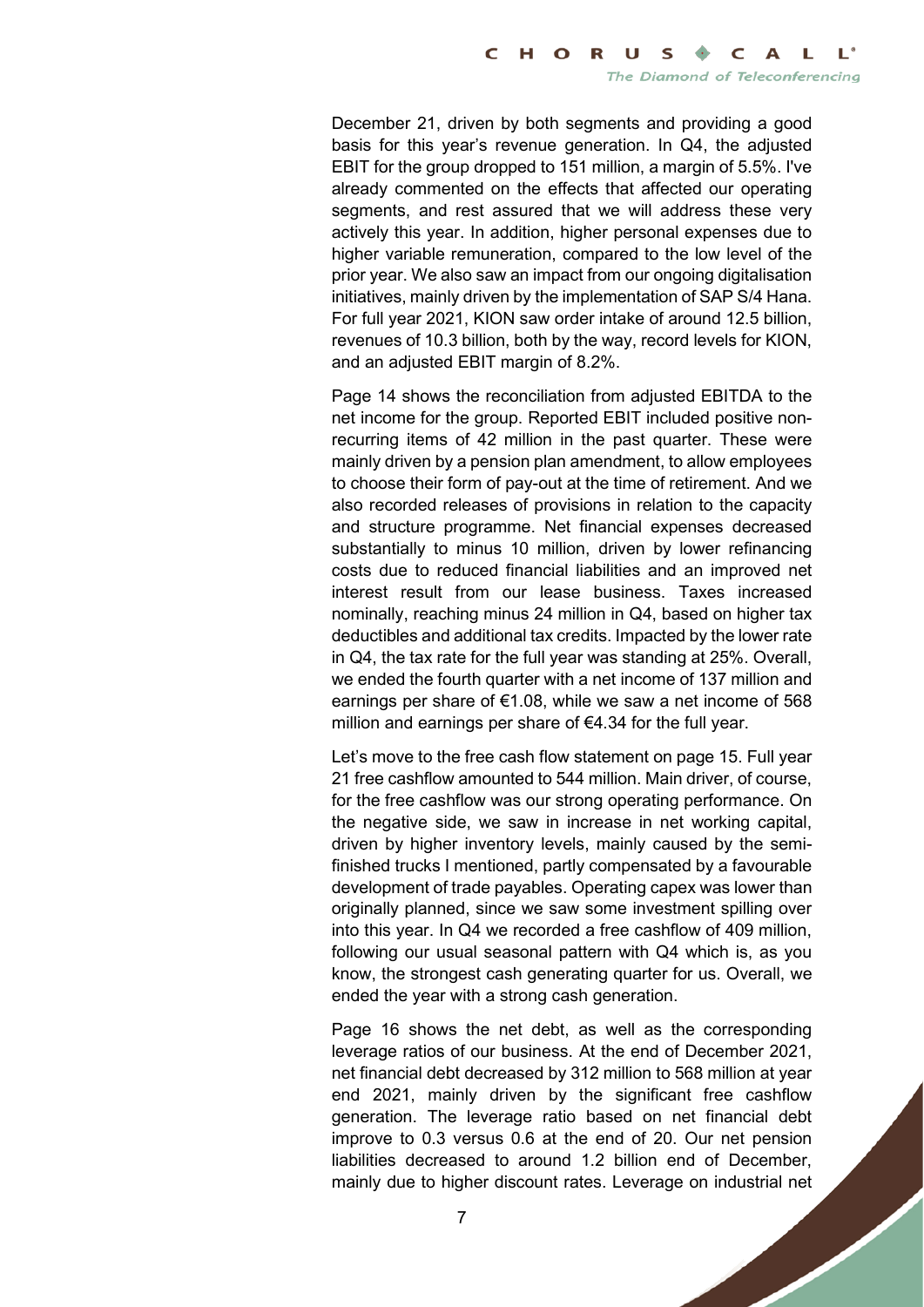December 21, driven by both segments and providing a good basis for this year's revenue generation. In Q4, the adjusted EBIT for the group dropped to 151 million, a margin of 5.5%. I've already commented on the effects that affected our operating segments, and rest assured that we will address these very actively this year. In addition, higher personal expenses due to higher variable remuneration, compared to the low level of the prior year. We also saw an impact from our ongoing digitalisation initiatives, mainly driven by the implementation of SAP S/4 Hana. For full year 2021, KION saw order intake of around 12.5 billion, revenues of 10.3 billion, both by the way, record levels for KION, and an adjusted EBIT margin of 8.2%.

Page 14 shows the reconciliation from adjusted EBITDA to the net income for the group. Reported EBIT included positive non-recurring items of 42 million in the past quarter. These were mainly driven by a pension plan amendment, to allow employees to choose their form of pay-out at the time of retirement. And we also recorded releases of provisions in relation to the capacity and structure programme. Net financial expenses decreased substantially to minus 10 million, driven by lower refinancing costs due to reduced financial liabilities and an improved net interest result from our lease business. Taxes increased nominally, reaching minus 24 million in Q4, based on higher tax deductibles and additional tax credits. Impacted by the lower rate in Q4, the tax rate for the full year was standing at 25%. Overall, we ended the fourth quarter with a net income of 137 million and earnings per share of €1.08, while we saw a net income of 568 million and earnings per share of €4.34 for the full year.

Let's move to the free cash flow statement on page 15. Full year 21 free cashflow amounted to 544 million. Main driver, of course, for the free cashflow was our strong operating performance. On the negative side, we saw in increase in net working capital, driven by higher inventory levels, mainly caused by the semi-finished trucks I mentioned, partly compensated by a favourable development of trade payables. Operating capex was lower than originally planned, since we saw some investment spilling over into this year. In Q4 we recorded a free cashflow of 409 million, following our usual seasonal pattern with Q4 which is, as you know, the strongest cash generating quarter for us. Overall, we ended the year with a strong cash generation.

Page 16 shows the net debt, as well as the corresponding leverage ratios of our business. At the end of December 2021, net financial debt decreased by 312 million to 568 million at year end 2021, mainly driven by the significant free cashflow generation. The leverage ratio based on net financial debt improve to 0.3 versus 0.6 at the end of 20. Our net pension liabilities decreased to around 1.2 billion end of December, mainly due to higher discount rates. Leverage on industrial net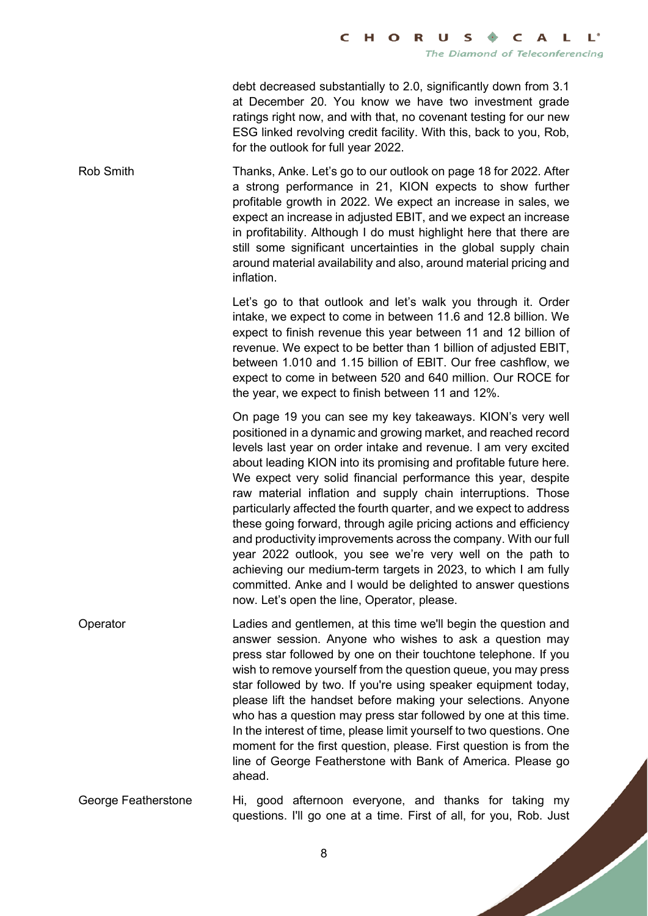debt decreased substantially to 2.0, significantly down from 3.1 at December 20. You know we have two investment grade ratings right now, and with that, no covenant testing for our new ESG linked revolving credit facility. With this, back to you, Rob, for the outlook for full year 2022.

Rob Smith

Thanks, Anke. Let's go to our outlook on page 18 for 2022. After a strong performance in 21, KION expects to show further profitable growth in 2022. We expect an increase in sales, we expect an increase in adjusted EBIT, and we expect an increase in profitability. Although I do must highlight here that there are still some significant uncertainties in the global supply chain around material availability and also, around material pricing and inflation.

Let's go to that outlook and let's walk you through it. Order intake, we expect to come in between 11.6 and 12.8 billion. We expect to finish revenue this year between 11 and 12 billion of revenue. We expect to be better than 1 billion of adjusted EBIT, between 1.010 and 1.15 billion of EBIT. Our free cashflow, we expect to come in between 520 and 640 million. Our ROCE for the year, we expect to finish between 11 and 12%.

On page 19 you can see my key takeaways. KION's very well positioned in a dynamic and growing market, and reached record levels last year on order intake and revenue. I am very excited about leading KION into its promising and profitable future here. We expect very solid financial performance this year, despite raw material inflation and supply chain interruptions. Those particularly affected the fourth quarter, and we expect to address these going forward, through agile pricing actions and efficiency and productivity improvements across the company. With our full year 2022 outlook, you see we're very well on the path to achieving our medium-term targets in 2023, to which I am fully committed. Anke and I would be delighted to answer questions now. Let's open the line, Operator, please.

Operator

Ladies and gentlemen, at this time we'll begin the question and answer session. Anyone who wishes to ask a question may press star followed by one on their touchtone telephone. If you wish to remove yourself from the question queue, you may press star followed by two. If you're using speaker equipment today, please lift the handset before making your selections. Anyone who has a question may press star followed by one at this time. In the interest of time, please limit yourself to two questions. One moment for the first question, please. First question is from the line of George Featherstone with Bank of America. Please go ahead.

George Featherstone

Hi, good afternoon everyone, and thanks for taking my questions. I'll go one at a time. First of all, for you, Rob. Just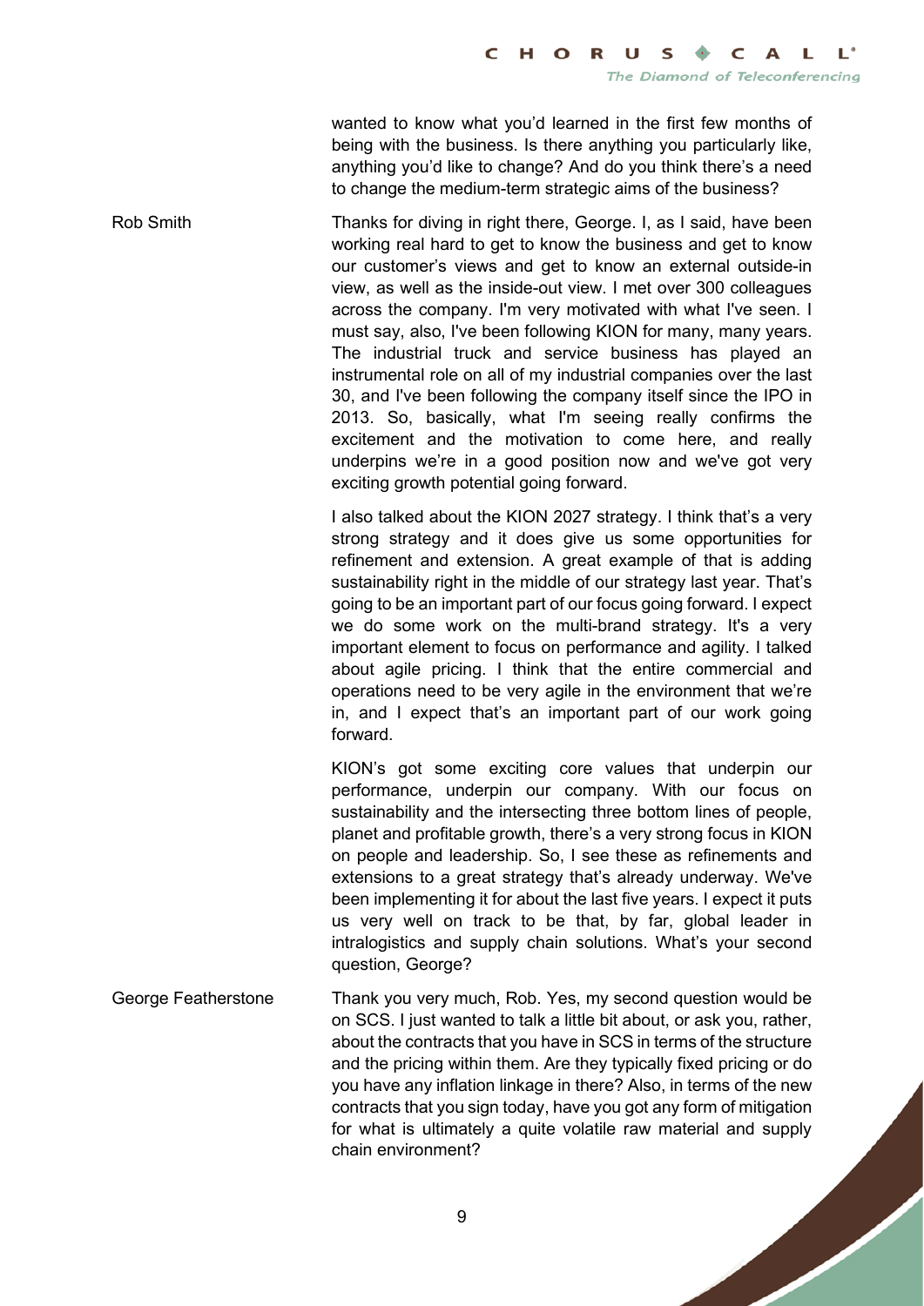wanted to know what you'd learned in the first few months of being with the business. Is there anything you particularly like, anything you'd like to change? And do you think there's a need to change the medium-term strategic aims of the business?

**Rob Smith**

Thanks for diving in right there, George. I, as I said, have been working real hard to get to know the business and get to know our customer's views and get to know an external outside-in view, as well as the inside-out view. I met over 300 colleagues across the company. I'm very motivated with what I've seen. I must say, also, I've been following KION for many, many years. The industrial truck and service business has played an instrumental role on all of my industrial companies over the last 30, and I've been following the company itself since the IPO in 2013. So, basically, what I'm seeing really confirms the excitement and the motivation to come here, and really underpins we're in a good position now and we've got very exciting growth potential going forward.

I also talked about the KION 2027 strategy. I think that's a very strong strategy and it does give us some opportunities for refinement and extension. A great example of that is adding sustainability right in the middle of our strategy last year. That's going to be an important part of our focus going forward. I expect we do some work on the multi-brand strategy. It's a very important element to focus on performance and agility. I talked about agile pricing. I think that the entire commercial and operations need to be very agile in the environment that we're in, and I expect that's an important part of our work going forward.

KION's got some exciting core values that underpin our performance, underpin our company. With our focus on sustainability and the intersecting three bottom lines of people, planet and profitable growth, there's a very strong focus in KION on people and leadership. So, I see these as refinements and extensions to a great strategy that's already underway. We've been implementing it for about the last five years. I expect it puts us very well on track to be that, by far, global leader in intralogistics and supply chain solutions. What's your second question, George?

**George Featherstone**

Thank you very much, Rob. Yes, my second question would be on SCS. I just wanted to talk a little bit about, or ask you, rather, about the contracts that you have in SCS in terms of the structure and the pricing within them. Are they typically fixed pricing or do you have any inflation linkage in there? Also, in terms of the new contracts that you sign today, have you got any form of mitigation for what is ultimately a quite volatile raw material and supply chain environment?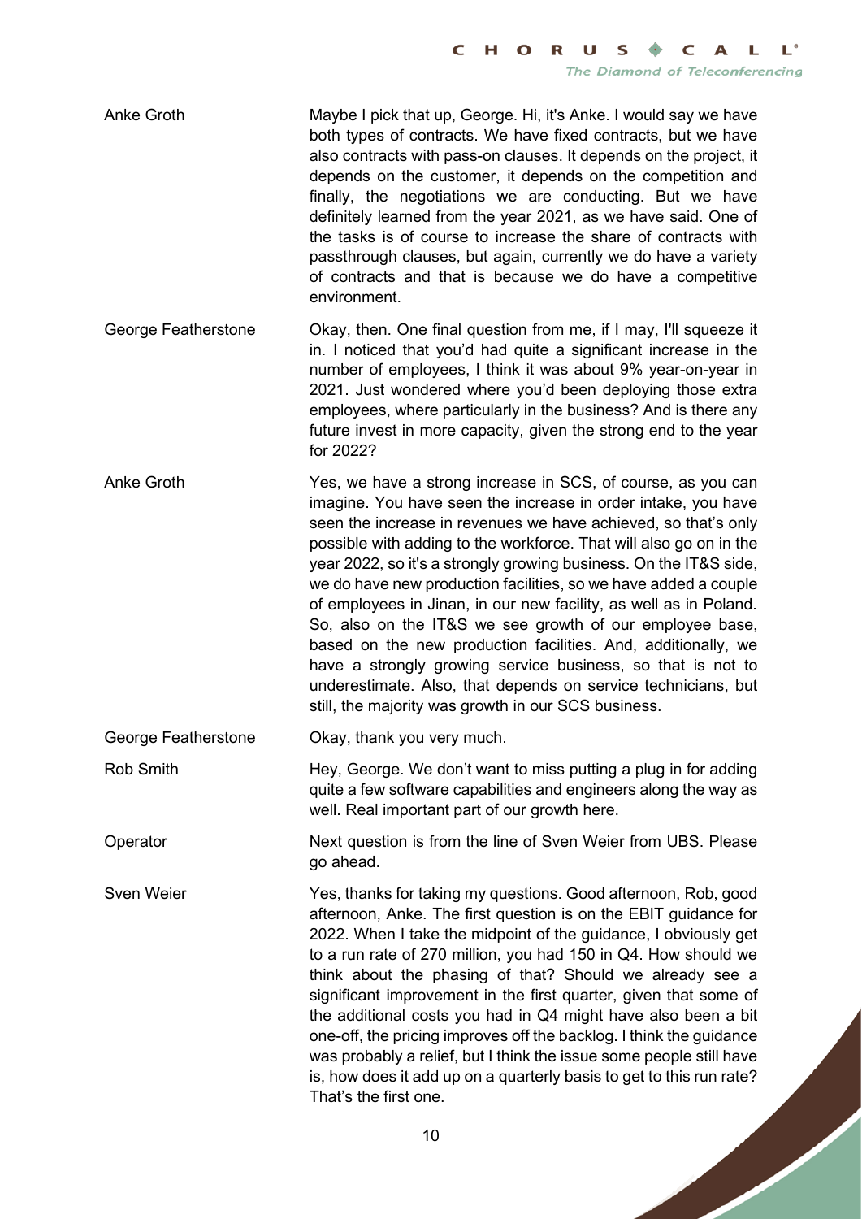**Anke Groth**: Maybe I pick that up, George. Hi, it's Anke. I would say we have both types of contracts. We have fixed contracts, but we have also contracts with pass-on clauses. It depends on the project, it depends on the customer, it depends on the competition and finally, the negotiations we are conducting. But we have definitely learned from the year 2021, as we have said. One of the tasks is of course to increase the share of contracts with passthrough clauses, but again, currently we do have a variety of contracts and that is because we do have a competitive environment.

**George Featherstone**: Okay, then. One final question from me, if I may, I'll squeeze it in. I noticed that you'd had quite a significant increase in the number of employees, I think it was about 9% year-on-year in 2021. Just wondered where you'd been deploying those extra employees, where particularly in the business? And is there any future invest in more capacity, given the strong end to the year for 2022?

**Anke Groth**: Yes, we have a strong increase in SCS, of course, as you can imagine. You have seen the increase in order intake, you have seen the increase in revenues we have achieved, so that's only possible with adding to the workforce. That will also go on in the year 2022, so it's a strongly growing business. On the IT&S side, we do have new production facilities, so we have added a couple of employees in Jinan, in our new facility, as well as in Poland. So, also on the IT&S we see growth of our employee base, based on the new production facilities. And, additionally, we have a strongly growing service business, so that is not to underestimate. Also, that depends on service technicians, but still, the majority was growth in our SCS business.

**George Featherstone**: Okay, thank you very much.

**Rob Smith**: Hey, George. We don't want to miss putting a plug in for adding quite a few software capabilities and engineers along the way as well. Real important part of our growth here.

**Operator**: Next question is from the line of Sven Weier from UBS. Please go ahead.

**Sven Weier**: Yes, thanks for taking my questions. Good afternoon, Rob, good afternoon, Anke. The first question is on the EBIT guidance for 2022. When I take the midpoint of the guidance, I obviously get to a run rate of 270 million, you had 150 in Q4. How should we think about the phasing of that? Should we already see a significant improvement in the first quarter, given that some of the additional costs you had in Q4 might have also been a bit one-off, the pricing improves off the backlog. I think the guidance was probably a relief, but I think the issue some people still have is, how does it add up on a quarterly basis to get to this run rate? That's the first one.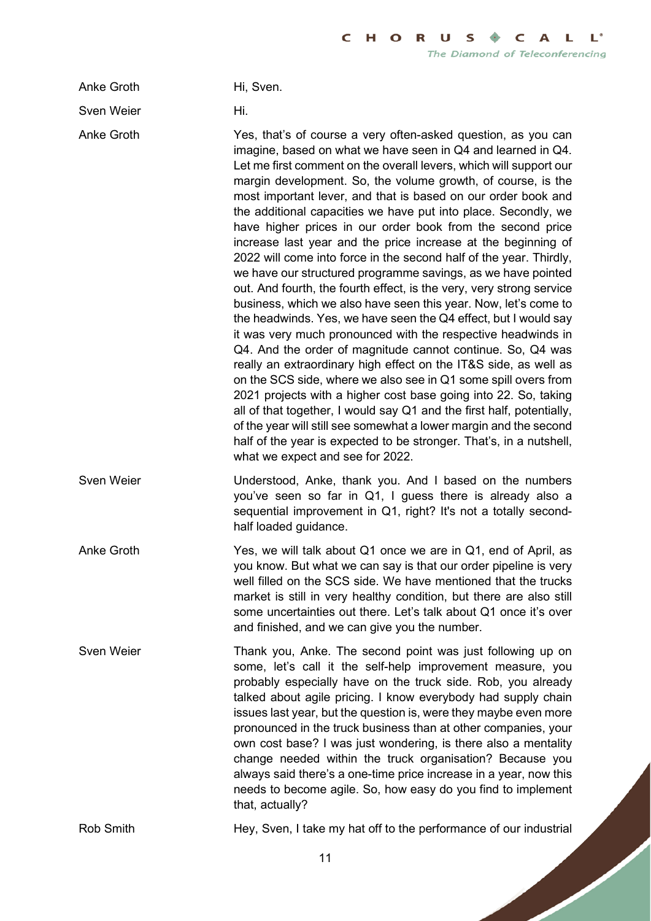**Anke Groth** Hi, Sven.

**Sven Weier** Hi.

**Anke Groth** Yes, that's of course a very often-asked question, as you can imagine, based on what we have seen in Q4 and learned in Q4. Let me first comment on the overall levers, which will support our margin development. So, the volume growth, of course, is the most important lever, and that is based on our order book and the additional capacities we have put into place. Secondly, we have higher prices in our order book from the second price increase last year and the price increase at the beginning of 2022 will come into force in the second half of the year. Thirdly, we have our structured programme savings, as we have pointed out. And fourth, the fourth effect, is the very, very strong service business, which we also have seen this year. Now, let's come to the headwinds. Yes, we have seen the Q4 effect, but I would say it was very much pronounced with the respective headwinds in Q4. And the order of magnitude cannot continue. So, Q4 was really an extraordinary high effect on the IT&S side, as well as on the SCS side, where we also see in Q1 some spill overs from 2021 projects with a higher cost base going into 22. So, taking all of that together, I would say Q1 and the first half, potentially, of the year will still see somewhat a lower margin and the second half of the year is expected to be stronger. That's, in a nutshell, what we expect and see for 2022.

**Sven Weier** Understood, Anke, thank you. And I based on the numbers you've seen so far in Q1, I guess there is already also a sequential improvement in Q1, right? It's not a totally second-half loaded guidance.

**Anke Groth** Yes, we will talk about Q1 once we are in Q1, end of April, as you know. But what we can say is that our order pipeline is very well filled on the SCS side. We have mentioned that the trucks market is still in very healthy condition, but there are also still some uncertainties out there. Let's talk about Q1 once it's over and finished, and we can give you the number.

**Sven Weier** Thank you, Anke. The second point was just following up on some, let's call it the self-help improvement measure, you probably especially have on the truck side. Rob, you already talked about agile pricing. I know everybody had supply chain issues last year, but the question is, were they maybe even more pronounced in the truck business than at other companies, your own cost base? I was just wondering, is there also a mentality change needed within the truck organisation? Because you always said there's a one-time price increase in a year, now this needs to become agile. So, how easy do you find to implement that, actually?

**Rob Smith** Hey, Sven, I take my hat off to the performance of our industrial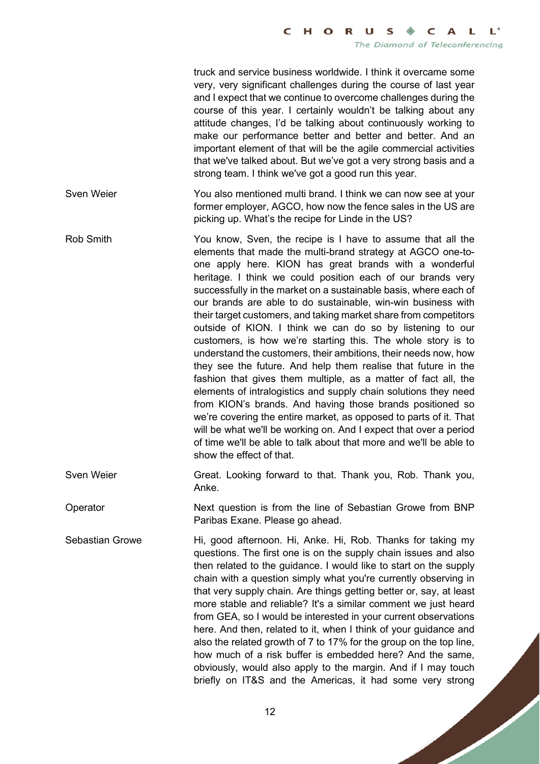truck and service business worldwide. I think it overcame some very, very significant challenges during the course of last year and I expect that we continue to overcome challenges during the course of this year. I certainly wouldn't be talking about any attitude changes, I'd be talking about continuously working to make our performance better and better and better. And an important element of that will be the agile commercial activities that we've talked about. But we've got a very strong basis and a strong team. I think we've got a good run this year.

**Sven Weier:** You also mentioned multi brand. I think we can now see at your former employer, AGCO, how now the fence sales in the US are picking up. What's the recipe for Linde in the US?

**Rob Smith:** You know, Sven, the recipe is I have to assume that all the elements that made the multi-brand strategy at AGCO one-to-one apply here. KION has great brands with a wonderful heritage. I think we could position each of our brands very successfully in the market on a sustainable basis, where each of our brands are able to do sustainable, win-win business with their target customers, and taking market share from competitors outside of KION. I think we can do so by listening to our customers, is how we're starting this. The whole story is to understand the customers, their ambitions, their needs now, how they see the future. And help them realise that future in the fashion that gives them multiple, as a matter of fact all, the elements of intralogistics and supply chain solutions they need from KION's brands. And having those brands positioned so we're covering the entire market, as opposed to parts of it. That will be what we'll be working on. And I expect that over a period of time we'll be able to talk about that more and we'll be able to show the effect of that.

**Sven Weier:** Great. Looking forward to that. Thank you, Rob. Thank you, Anke.

**Operator:** Next question is from the line of Sebastian Growe from BNP Paribas Exane. Please go ahead.

**Sebastian Growe:** Hi, good afternoon. Hi, Anke. Hi, Rob. Thanks for taking my questions. The first one is on the supply chain issues and also then related to the guidance. I would like to start on the supply chain with a question simply what you're currently observing in that very supply chain. Are things getting better or, say, at least more stable and reliable? It's a similar comment we just heard from GEA, so I would be interested in your current observations here. And then, related to it, when I think of your guidance and also the related growth of 7 to 17% for the group on the top line, how much of a risk buffer is embedded here? And the same, obviously, would also apply to the margin. And if I may touch briefly on IT&S and the Americas, it had some very strong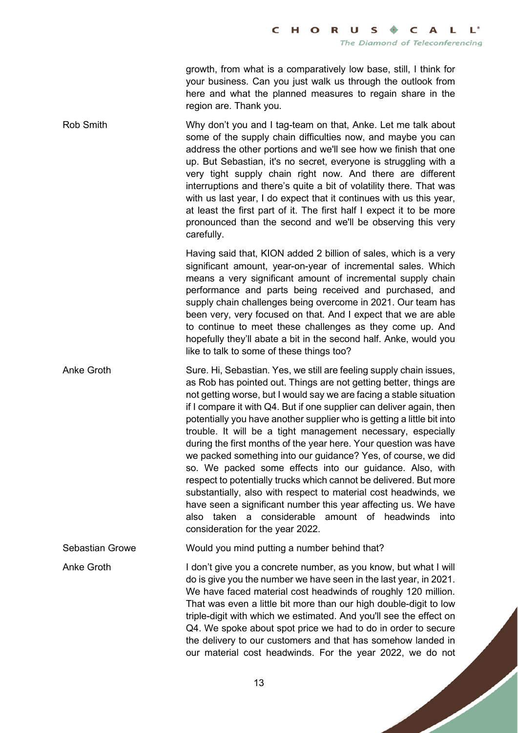growth, from what is a comparatively low base, still, I think for your business. Can you just walk us through the outlook from here and what the planned measures to regain share in the region are. Thank you.

**Rob Smith**

Why don't you and I tag-team on that, Anke. Let me talk about some of the supply chain difficulties now, and maybe you can address the other portions and we'll see how we finish that one up. But Sebastian, it's no secret, everyone is struggling with a very tight supply chain right now. And there are different interruptions and there's quite a bit of volatility there. That was with us last year, I do expect that it continues with us this year, at least the first part of it. The first half I expect it to be more pronounced than the second and we'll be observing this very carefully.

Having said that, KION added 2 billion of sales, which is a very significant amount, year-on-year of incremental sales. Which means a very significant amount of incremental supply chain performance and parts being received and purchased, and supply chain challenges being overcome in 2021. Our team has been very, very focused on that. And I expect that we are able to continue to meet these challenges as they come up. And hopefully they'll abate a bit in the second half. Anke, would you like to talk to some of these things too?

**Anke Groth**

Sure. Hi, Sebastian. Yes, we still are feeling supply chain issues, as Rob has pointed out. Things are not getting better, things are not getting worse, but I would say we are facing a stable situation if I compare it with Q4. But if one supplier can deliver again, then potentially you have another supplier who is getting a little bit into trouble. It will be a tight management necessary, especially during the first months of the year here. Your question was have we packed something into our guidance? Yes, of course, we did so. We packed some effects into our guidance. Also, with respect to potentially trucks which cannot be delivered. But more substantially, also with respect to material cost headwinds, we have seen a significant number this year affecting us. We have also taken a considerable amount of headwinds into consideration for the year 2022.

**Sebastian Growe**

Would you mind putting a number behind that?

**Anke Groth**

I don't give you a concrete number, as you know, but what I will do is give you the number we have seen in the last year, in 2021. We have faced material cost headwinds of roughly 120 million. That was even a little bit more than our high double-digit to low triple-digit with which we estimated. And you'll see the effect on Q4. We spoke about spot price we had to do in order to secure the delivery to our customers and that has somehow landed in our material cost headwinds. For the year 2022, we do not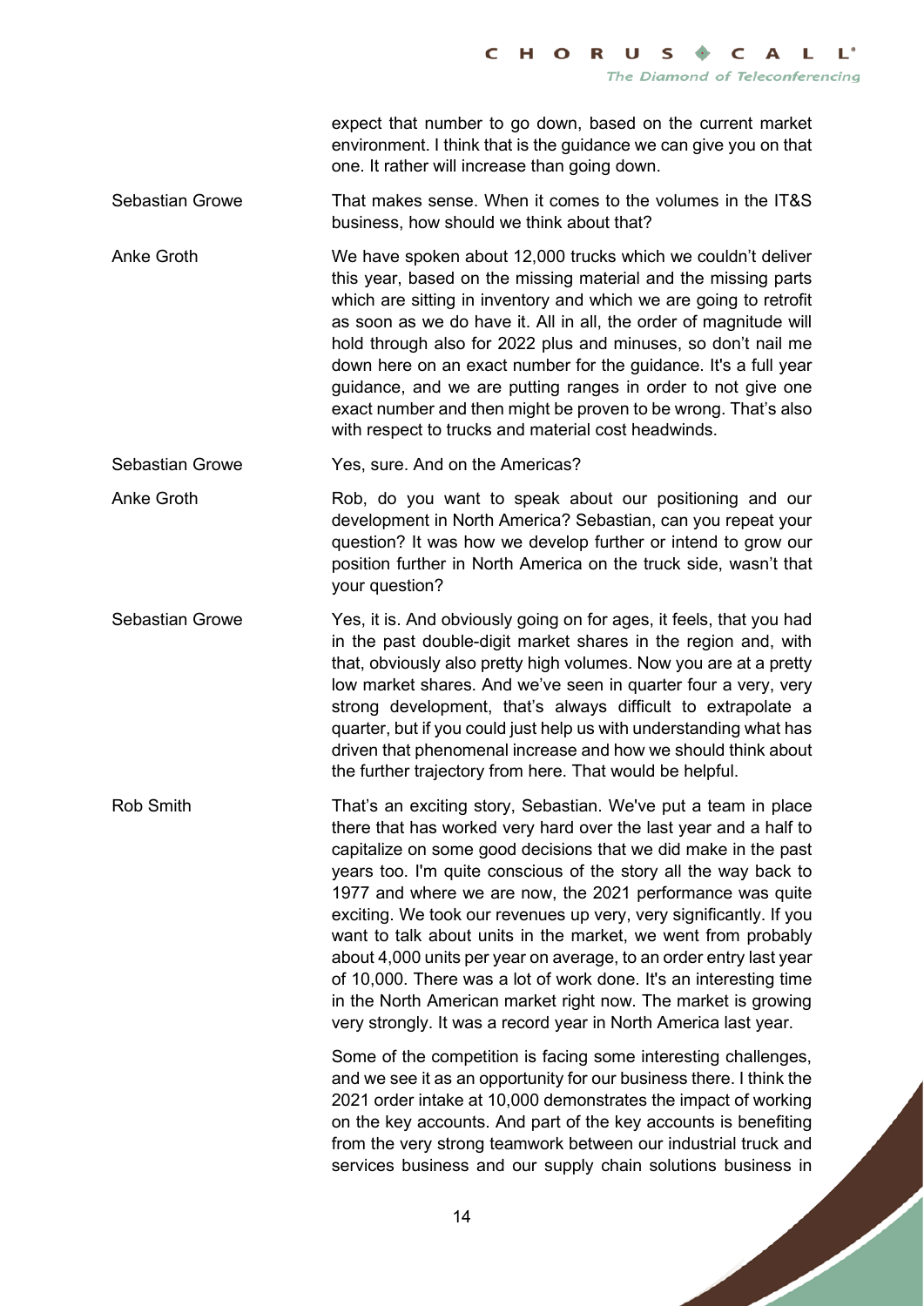expect that number to go down, based on the current market environment. I think that is the guidance we can give you on that one. It rather will increase than going down.

Sebastian Growe That makes sense. When it comes to the volumes in the IT&S business, how should we think about that?

Anke Groth We have spoken about 12,000 trucks which we couldn't deliver this year, based on the missing material and the missing parts which are sitting in inventory and which we are going to retrofit as soon as we do have it. All in all, the order of magnitude will hold through also for 2022 plus and minuses, so don't nail me down here on an exact number for the guidance. It's a full year guidance, and we are putting ranges in order to not give one exact number and then might be proven to be wrong. That's also with respect to trucks and material cost headwinds.

Sebastian Growe Yes, sure. And on the Americas?

Anke Groth Rob, do you want to speak about our positioning and our development in North America? Sebastian, can you repeat your question? It was how we develop further or intend to grow our position further in North America on the truck side, wasn't that your question?

Sebastian Growe Yes, it is. And obviously going on for ages, it feels, that you had in the past double-digit market shares in the region and, with that, obviously also pretty high volumes. Now you are at a pretty low market shares. And we've seen in quarter four a very, very strong development, that's always difficult to extrapolate a quarter, but if you could just help us with understanding what has driven that phenomenal increase and how we should think about the further trajectory from here. That would be helpful.

Rob Smith That's an exciting story, Sebastian. We've put a team in place there that has worked very hard over the last year and a half to capitalize on some good decisions that we did make in the past years too. I'm quite conscious of the story all the way back to 1977 and where we are now, the 2021 performance was quite exciting. We took our revenues up very, very significantly. If you want to talk about units in the market, we went from probably about 4,000 units per year on average, to an order entry last year of 10,000. There was a lot of work done. It's an interesting time in the North American market right now. The market is growing very strongly. It was a record year in North America last year.

Some of the competition is facing some interesting challenges, and we see it as an opportunity for our business there. I think the 2021 order intake at 10,000 demonstrates the impact of working on the key accounts. And part of the key accounts is benefiting from the very strong teamwork between our industrial truck and services business and our supply chain solutions business in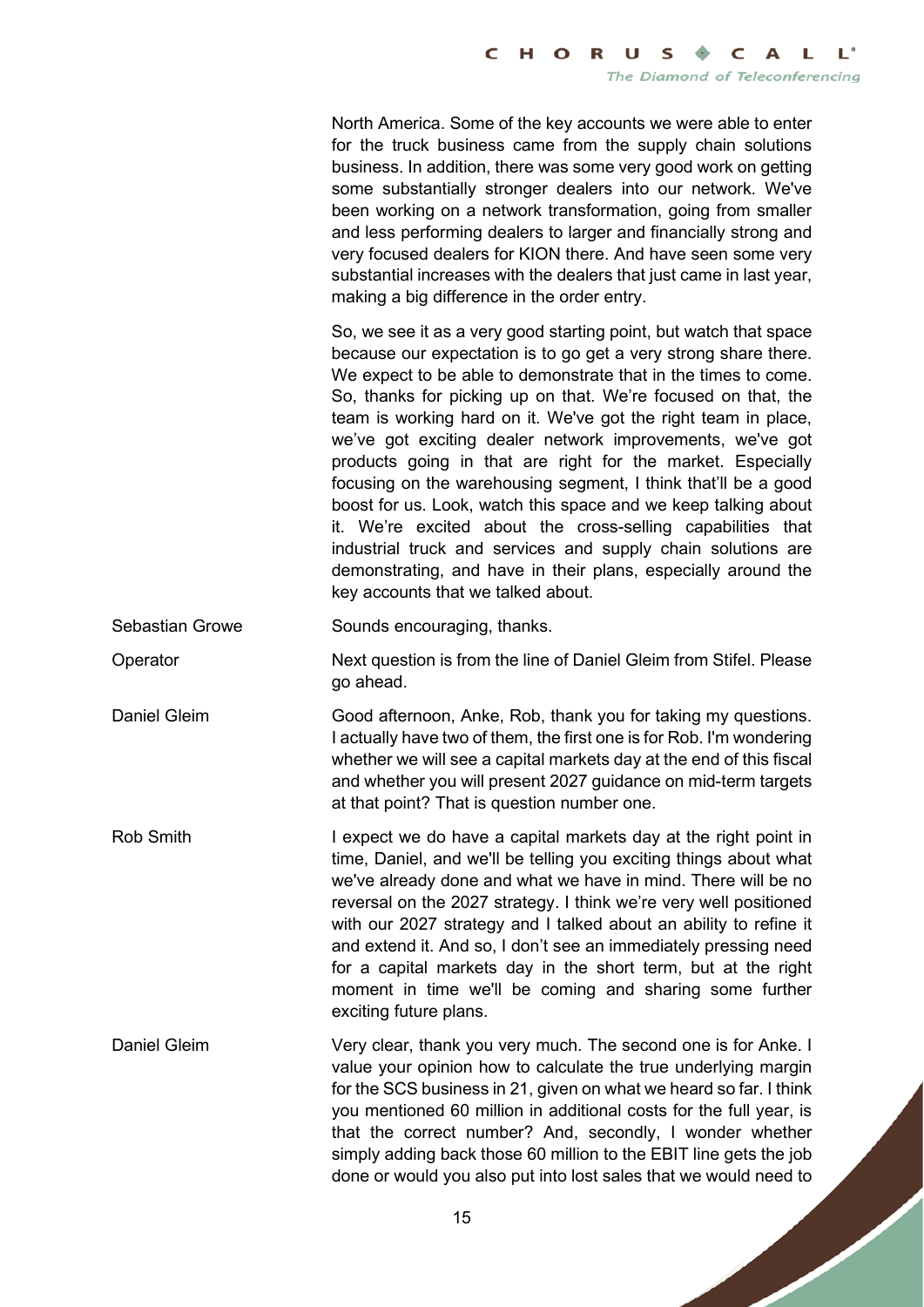North America. Some of the key accounts we were able to enter for the truck business came from the supply chain solutions business. In addition, there was some very good work on getting some substantially stronger dealers into our network. We've been working on a network transformation, going from smaller and less performing dealers to larger and financially strong and very focused dealers for KION there. And have seen some very substantial increases with the dealers that just came in last year, making a big difference in the order entry.

So, we see it as a very good starting point, but watch that space because our expectation is to go get a very strong share there. We expect to be able to demonstrate that in the times to come. So, thanks for picking up on that. We're focused on that, the team is working hard on it. We've got the right team in place, we've got exciting dealer network improvements, we've got products going in that are right for the market. Especially focusing on the warehousing segment, I think that'll be a good boost for us. Look, watch this space and we keep talking about it. We're excited about the cross-selling capabilities that industrial truck and services and supply chain solutions are demonstrating, and have in their plans, especially around the key accounts that we talked about.

**Sebastian Growe:** Sounds encouraging, thanks.

**Operator:** Next question is from the line of Daniel Gleim from Stifel. Please go ahead.

**Daniel Gleim:** Good afternoon, Anke, Rob, thank you for taking my questions. I actually have two of them, the first one is for Rob. I'm wondering whether we will see a capital markets day at the end of this fiscal and whether you will present 2027 guidance on mid-term targets at that point? That is question number one.

**Rob Smith:** I expect we do have a capital markets day at the right point in time, Daniel, and we'll be telling you exciting things about what we've already done and what we have in mind. There will be no reversal on the 2027 strategy. I think we're very well positioned with our 2027 strategy and I talked about an ability to refine it and extend it. And so, I don't see an immediately pressing need for a capital markets day in the short term, but at the right moment in time we'll be coming and sharing some further exciting future plans.

**Daniel Gleim:** Very clear, thank you very much. The second one is for Anke. I value your opinion how to calculate the true underlying margin for the SCS business in 21, given on what we heard so far. I think you mentioned 60 million in additional costs for the full year, is that the correct number? And, secondly, I wonder whether simply adding back those 60 million to the EBIT line gets the job done or would you also put into lost sales that we would need to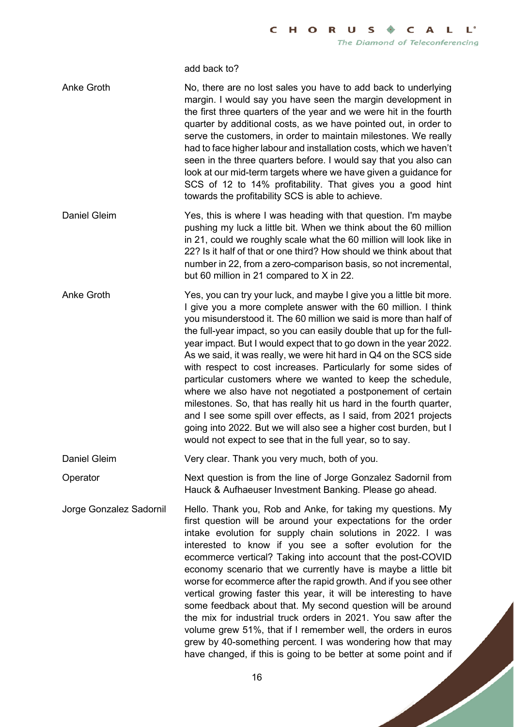add back to?

**Anke Groth**
No, there are no lost sales you have to add back to underlying margin. I would say you have seen the margin development in the first three quarters of the year and we were hit in the fourth quarter by additional costs, as we have pointed out, in order to serve the customers, in order to maintain milestones. We really had to face higher labour and installation costs, which we haven't seen in the three quarters before. I would say that you also can look at our mid-term targets where we have given a guidance for SCS of 12 to 14% profitability. That gives you a good hint towards the profitability SCS is able to achieve.

**Daniel Gleim**
Yes, this is where I was heading with that question. I'm maybe pushing my luck a little bit. When we think about the 60 million in 21, could we roughly scale what the 60 million will look like in 22? Is it half of that or one third? How should we think about that number in 22, from a zero-comparison basis, so not incremental, but 60 million in 21 compared to X in 22.

**Anke Groth**
Yes, you can try your luck, and maybe I give you a little bit more. I give you a more complete answer with the 60 million. I think you misunderstood it. The 60 million we said is more than half of the full-year impact, so you can easily double that up for the full-year impact. But I would expect that to go down in the year 2022. As we said, it was really, we were hit hard in Q4 on the SCS side with respect to cost increases. Particularly for some sides of particular customers where we wanted to keep the schedule, where we also have not negotiated a postponement of certain milestones. So, that has really hit us hard in the fourth quarter, and I see some spill over effects, as I said, from 2021 projects going into 2022. But we will also see a higher cost burden, but I would not expect to see that in the full year, so to say.

**Daniel Gleim**
Very clear. Thank you very much, both of you.

**Operator**
Next question is from the line of Jorge Gonzalez Sadornil from Hauck & Aufhaeuser Investment Banking. Please go ahead.

**Jorge Gonzalez Sadornil**
Hello. Thank you, Rob and Anke, for taking my questions. My first question will be around your expectations for the order intake evolution for supply chain solutions in 2022. I was interested to know if you see a softer evolution for the ecommerce vertical? Taking into account that the post-COVID economy scenario that we currently have is maybe a little bit worse for ecommerce after the rapid growth. And if you see other vertical growing faster this year, it will be interesting to have some feedback about that. My second question will be around the mix for industrial truck orders in 2021. You saw after the volume grew 51%, that if I remember well, the orders in euros grew by 40-something percent. I was wondering how that may have changed, if this is going to be better at some point and if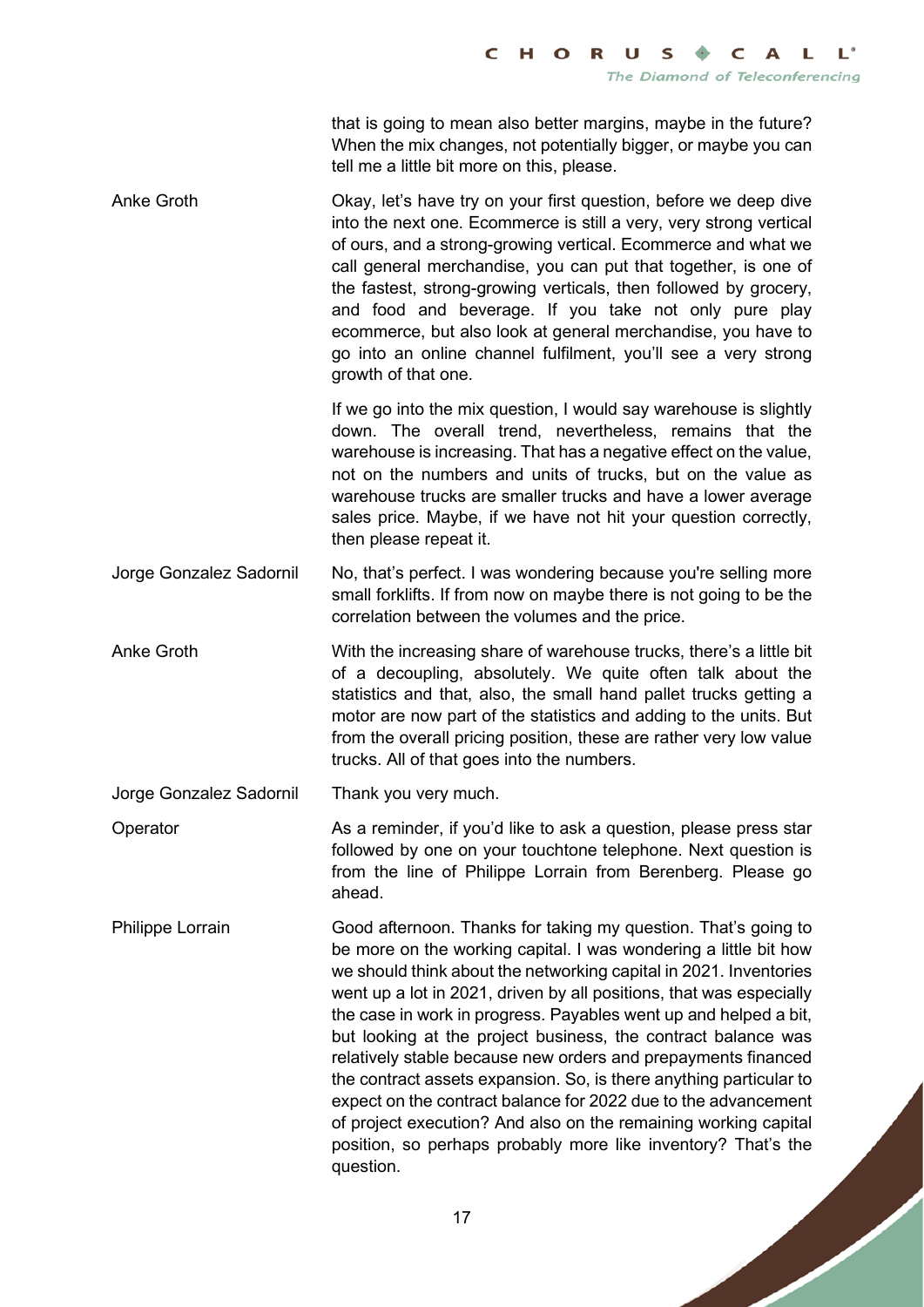that is going to mean also better margins, maybe in the future? When the mix changes, not potentially bigger, or maybe you can tell me a little bit more on this, please.

**Anke Groth**

Okay, let's have try on your first question, before we deep dive into the next one. Ecommerce is still a very, very strong vertical of ours, and a strong-growing vertical. Ecommerce and what we call general merchandise, you can put that together, is one of the fastest, strong-growing verticals, then followed by grocery, and food and beverage. If you take not only pure play ecommerce, but also look at general merchandise, you have to go into an online channel fulfilment, you'll see a very strong growth of that one.

If we go into the mix question, I would say warehouse is slightly down. The overall trend, nevertheless, remains that the warehouse is increasing. That has a negative effect on the value, not on the numbers and units of trucks, but on the value as warehouse trucks are smaller trucks and have a lower average sales price. Maybe, if we have not hit your question correctly, then please repeat it.

**Jorge Gonzalez Sadornil**

No, that's perfect. I was wondering because you're selling more small forklifts. If from now on maybe there is not going to be the correlation between the volumes and the price.

**Anke Groth**

With the increasing share of warehouse trucks, there's a little bit of a decoupling, absolutely. We quite often talk about the statistics and that, also, the small hand pallet trucks getting a motor are now part of the statistics and adding to the units. But from the overall pricing position, these are rather very low value trucks. All of that goes into the numbers.

**Jorge Gonzalez Sadornil**

Thank you very much.

**Operator**

As a reminder, if you'd like to ask a question, please press star followed by one on your touchtone telephone. Next question is from the line of Philippe Lorrain from Berenberg. Please go ahead.

**Philippe Lorrain**

Good afternoon. Thanks for taking my question. That's going to be more on the working capital. I was wondering a little bit how we should think about the networking capital in 2021. Inventories went up a lot in 2021, driven by all positions, that was especially the case in work in progress. Payables went up and helped a bit, but looking at the project business, the contract balance was relatively stable because new orders and prepayments financed the contract assets expansion. So, is there anything particular to expect on the contract balance for 2022 due to the advancement of project execution? And also on the remaining working capital position, so perhaps probably more like inventory? That's the question.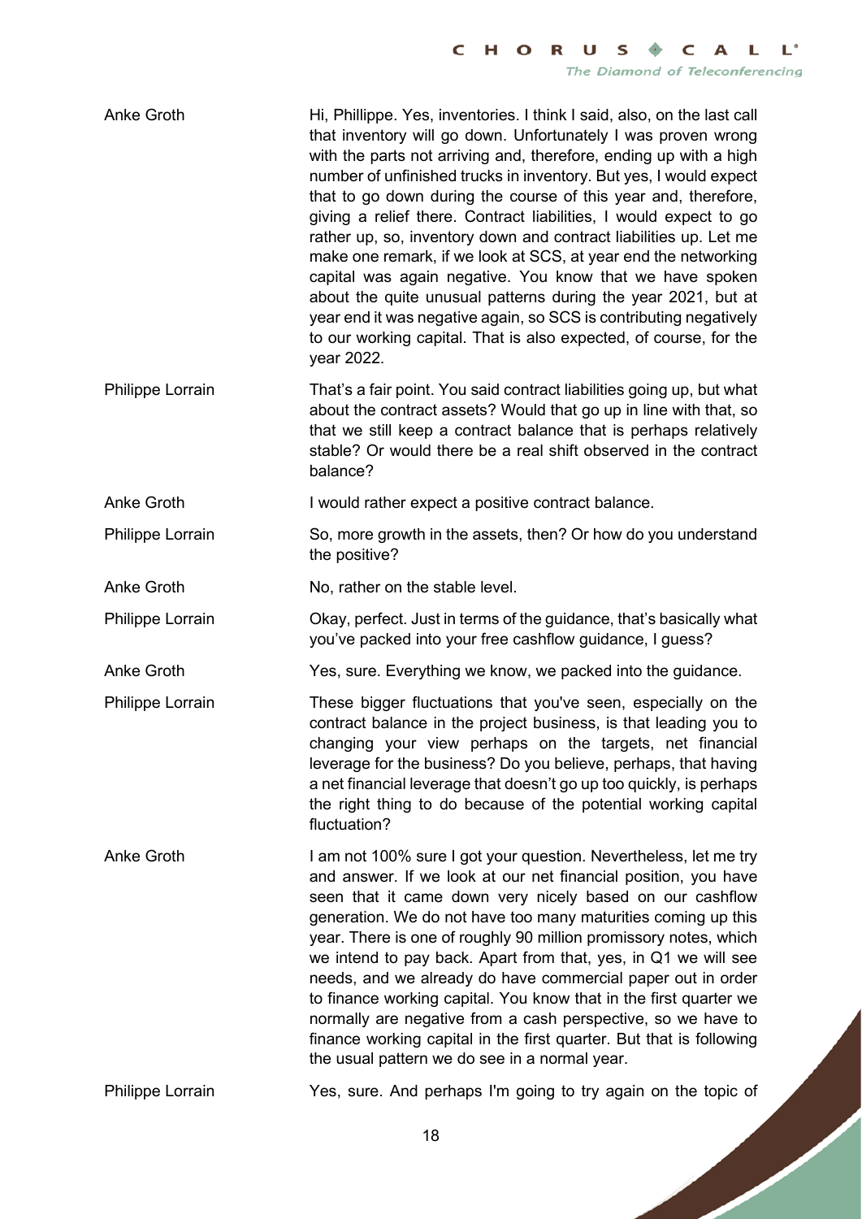**Anke Groth** Hi, Phillippe. Yes, inventories. I think I said, also, on the last call that inventory will go down. Unfortunately I was proven wrong with the parts not arriving and, therefore, ending up with a high number of unfinished trucks in inventory. But yes, I would expect that to go down during the course of this year and, therefore, giving a relief there. Contract liabilities, I would expect to go rather up, so, inventory down and contract liabilities up. Let me make one remark, if we look at SCS, at year end the networking capital was again negative. You know that we have spoken about the quite unusual patterns during the year 2021, but at year end it was negative again, so SCS is contributing negatively to our working capital. That is also expected, of course, for the year 2022.

**Philippe Lorrain** That's a fair point. You said contract liabilities going up, but what about the contract assets? Would that go up in line with that, so that we still keep a contract balance that is perhaps relatively stable? Or would there be a real shift observed in the contract balance?

**Anke Groth** I would rather expect a positive contract balance.

**Philippe Lorrain** So, more growth in the assets, then? Or how do you understand the positive?

**Anke Groth** No, rather on the stable level.

**Philippe Lorrain** Okay, perfect. Just in terms of the guidance, that's basically what you've packed into your free cashflow guidance, I guess?

**Anke Groth** Yes, sure. Everything we know, we packed into the guidance.

**Philippe Lorrain** These bigger fluctuations that you've seen, especially on the contract balance in the project business, is that leading you to changing your view perhaps on the targets, net financial leverage for the business? Do you believe, perhaps, that having a net financial leverage that doesn't go up too quickly, is perhaps the right thing to do because of the potential working capital fluctuation?

**Anke Groth** I am not 100% sure I got your question. Nevertheless, let me try and answer. If we look at our net financial position, you have seen that it came down very nicely based on our cashflow generation. We do not have too many maturities coming up this year. There is one of roughly 90 million promissory notes, which we intend to pay back. Apart from that, yes, in Q1 we will see needs, and we already do have commercial paper out in order to finance working capital. You know that in the first quarter we normally are negative from a cash perspective, so we have to finance working capital in the first quarter. But that is following the usual pattern we do see in a normal year.

**Philippe Lorrain** Yes, sure. And perhaps I'm going to try again on the topic of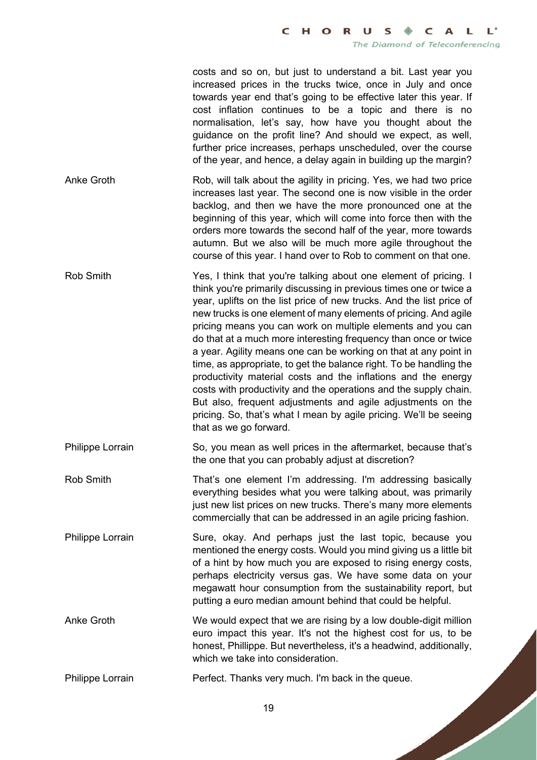costs and so on, but just to understand a bit. Last year you increased prices in the trucks twice, once in July and once towards year end that's going to be effective later this year. If cost inflation continues to be a topic and there is no normalisation, let's say, how have you thought about the guidance on the profit line? And should we expect, as well, further price increases, perhaps unscheduled, over the course of the year, and hence, a delay again in building up the margin?

**Anke Groth** Rob, will talk about the agility in pricing. Yes, we had two price increases last year. The second one is now visible in the order backlog, and then we have the more pronounced one at the beginning of this year, which will come into force then with the orders more towards the second half of the year, more towards autumn. But we also will be much more agile throughout the course of this year. I hand over to Rob to comment on that one.

**Rob Smith** Yes, I think that you're talking about one element of pricing. I think you're primarily discussing in previous times one or twice a year, uplifts on the list price of new trucks. And the list price of new trucks is one element of many elements of pricing. And agile pricing means you can work on multiple elements and you can do that at a much more interesting frequency than once or twice a year. Agility means one can be working on that at any point in time, as appropriate, to get the balance right. To be handling the productivity material costs and the inflations and the energy costs with productivity and the operations and the supply chain. But also, frequent adjustments and agile adjustments on the pricing. So, that's what I mean by agile pricing. We'll be seeing that as we go forward.

**Philippe Lorrain** So, you mean as well prices in the aftermarket, because that's the one that you can probably adjust at discretion?

**Rob Smith** That's one element I'm addressing. I'm addressing basically everything besides what you were talking about, was primarily just new list prices on new trucks. There's many more elements commercially that can be addressed in an agile pricing fashion.

**Philippe Lorrain** Sure, okay. And perhaps just the last topic, because you mentioned the energy costs. Would you mind giving us a little bit of a hint by how much you are exposed to rising energy costs, perhaps electricity versus gas. We have some data on your megawatt hour consumption from the sustainability report, but putting a euro median amount behind that could be helpful.

**Anke Groth** We would expect that we are rising by a low double-digit million euro impact this year. It's not the highest cost for us, to be honest, Phillippe. But nevertheless, it's a headwind, additionally, which we take into consideration.

**Philippe Lorrain** Perfect. Thanks very much. I'm back in the queue.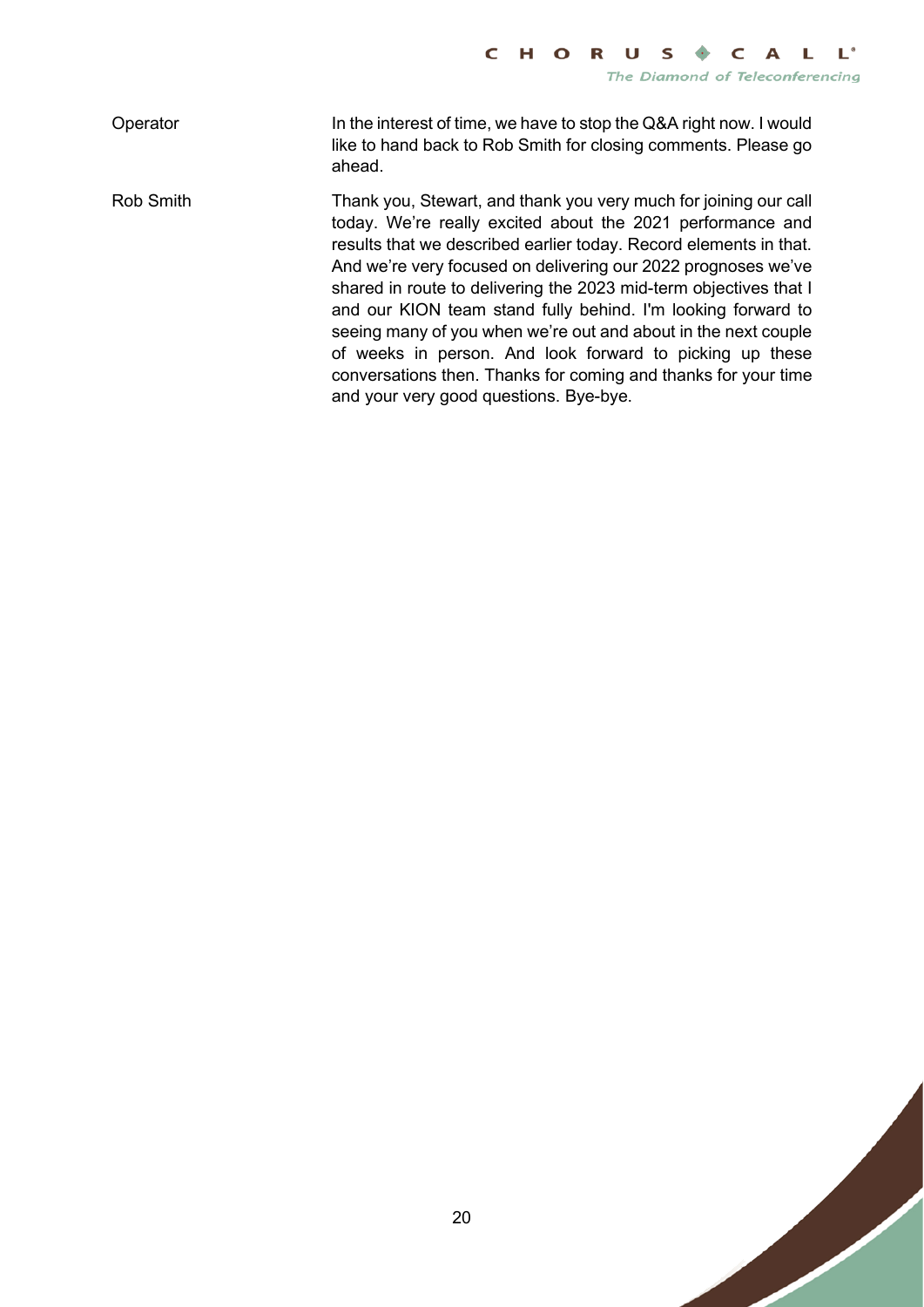Operator: In the interest of time, we have to stop the Q&A right now. I would like to hand back to Rob Smith for closing comments. Please go ahead.

Rob Smith: Thank you, Stewart, and thank you very much for joining our call today. We're really excited about the 2021 performance and results that we described earlier today. Record elements in that. And we're very focused on delivering our 2022 prognoses we've shared in route to delivering the 2023 mid-term objectives that I and our KION team stand fully behind. I'm looking forward to seeing many of you when we're out and about in the next couple of weeks in person. And look forward to picking up these conversations then. Thanks for coming and thanks for your time and your very good questions. Bye-bye.